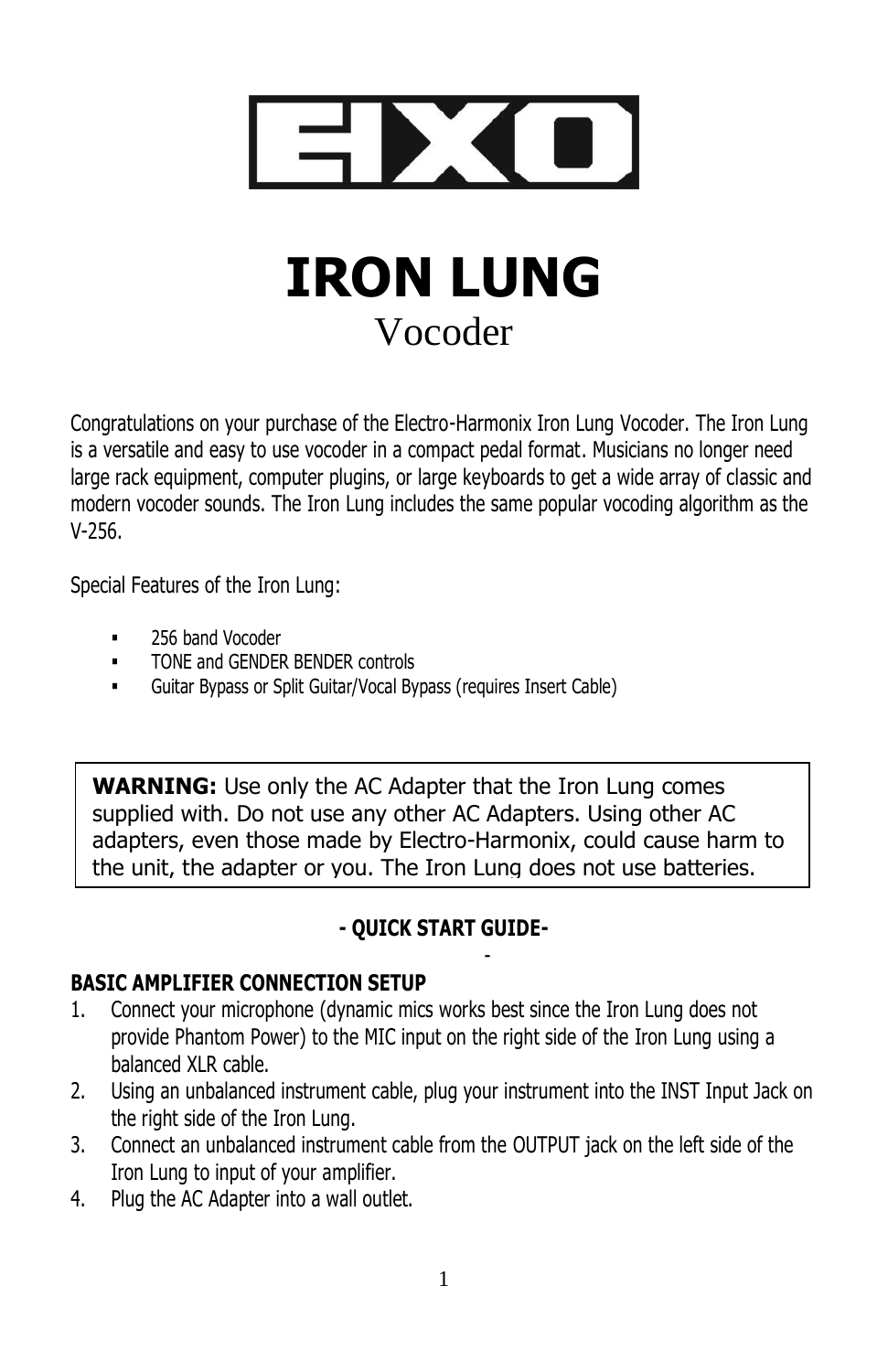EHX

# IRON LUNG

## Vocoder

Congratulations on your purchase of the Electro-Harmonix Iron Lung Vocoder. The Iron Lung is a versatile and easy to use vocoder in a compact pedal format. Musicians no longer need large rack equipment, computer plugins, or large keyboards to get a wide array of classic and modern vocoder sounds. The Iron Lung includes the same popular vocoding algorithm as the V-256.

Special Features of the Iron Lung:

- 256 band Vocoder
- TONE and GENDER BENDER controls
- Guitar Bypass or Split Guitar/Vocal Bypass (requires Insert Cable)

> **WARNING:** Use only the AC Adapter that the Iron Lung comes supplied with. Do not use any other AC Adapters. Using other AC adapters, even those made by Electro-Harmonix, could cause harm to the unit, the adapter or you. The Iron Lung does not use batteries.

**- QUICK START GUIDE-**

-

**BASIC AMPLIFIER CONNECTION SETUP**

1. Connect your microphone (dynamic mics works best since the Iron Lung does not provide Phantom Power) to the MIC input on the right side of the Iron Lung using a balanced XLR cable.
2. Using an unbalanced instrument cable, plug your instrument into the INST Input Jack on the right side of the Iron Lung.
3. Connect an unbalanced instrument cable from the OUTPUT jack on the left side of the Iron Lung to input of your amplifier.
4. Plug the AC Adapter into a wall outlet.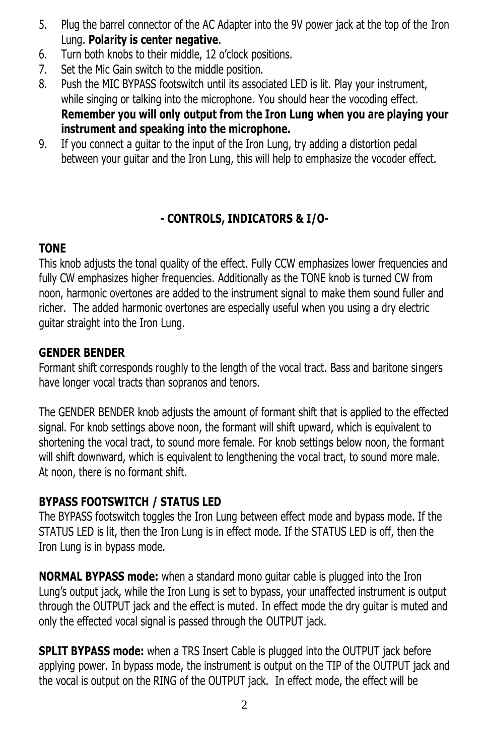5. Plug the barrel connector of the AC Adapter into the 9V power jack at the top of the Iron Lung. **Polarity is center negative**.
6. Turn both knobs to their middle, 12 o'clock positions.
7. Set the Mic Gain switch to the middle position.
8. Push the MIC BYPASS footswitch until its associated LED is lit. Play your instrument, while singing or talking into the microphone. You should hear the vocoding effect. **Remember you will only output from the Iron Lung when you are playing your instrument and speaking into the microphone.**
9. If you connect a guitar to the input of the Iron Lung, try adding a distortion pedal between your guitar and the Iron Lung, this will help to emphasize the vocoder effect.

## - CONTROLS, INDICATORS & I/O-

### TONE

This knob adjusts the tonal quality of the effect. Fully CCW emphasizes lower frequencies and fully CW emphasizes higher frequencies. Additionally as the TONE knob is turned CW from noon, harmonic overtones are added to the instrument signal to make them sound fuller and richer. The added harmonic overtones are especially useful when you using a dry electric guitar straight into the Iron Lung.

### GENDER BENDER

Formant shift corresponds roughly to the length of the vocal tract. Bass and baritone singers have longer vocal tracts than sopranos and tenors.

The GENDER BENDER knob adjusts the amount of formant shift that is applied to the effected signal. For knob settings above noon, the formant will shift upward, which is equivalent to shortening the vocal tract, to sound more female. For knob settings below noon, the formant will shift downward, which is equivalent to lengthening the vocal tract, to sound more male. At noon, there is no formant shift.

### BYPASS FOOTSWITCH / STATUS LED

The BYPASS footswitch toggles the Iron Lung between effect mode and bypass mode. If the STATUS LED is lit, then the Iron Lung is in effect mode. If the STATUS LED is off, then the Iron Lung is in bypass mode.

**NORMAL BYPASS mode:** when a standard mono guitar cable is plugged into the Iron Lung's output jack, while the Iron Lung is set to bypass, your unaffected instrument is output through the OUTPUT jack and the effect is muted. In effect mode the dry guitar is muted and only the effected vocal signal is passed through the OUTPUT jack.

**SPLIT BYPASS mode:** when a TRS Insert Cable is plugged into the OUTPUT jack before applying power. In bypass mode, the instrument is output on the TIP of the OUTPUT jack and the vocal is output on the RING of the OUTPUT jack. In effect mode, the effect will be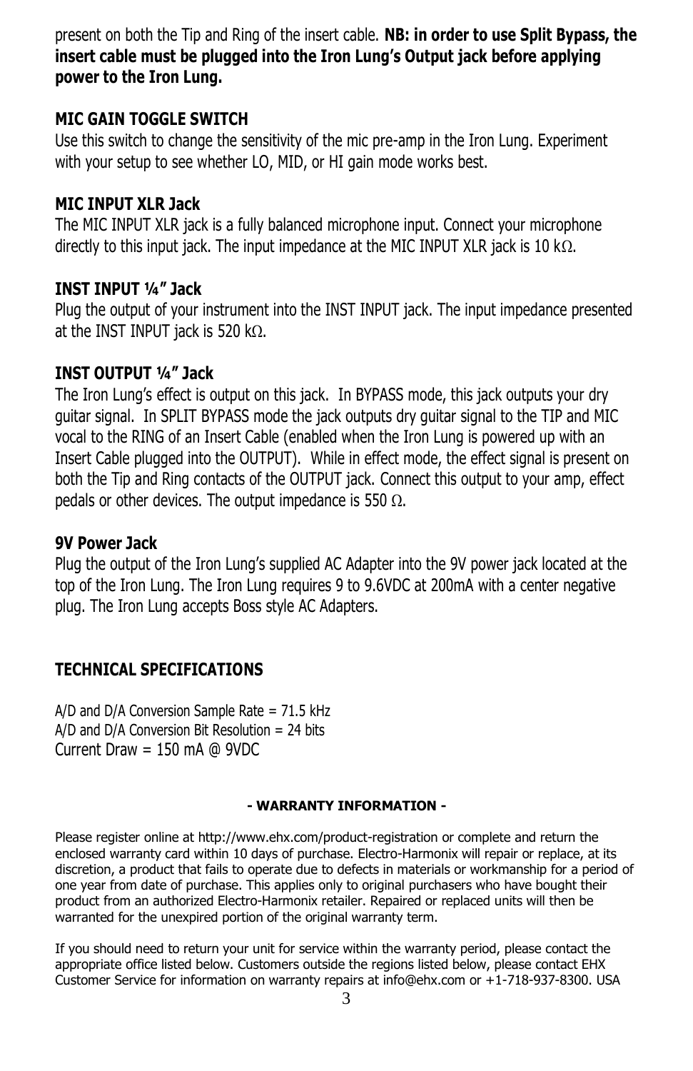present on both the Tip and Ring of the insert cable. **NB: in order to use Split Bypass, the insert cable must be plugged into the Iron Lung's Output jack before applying power to the Iron Lung.**

### MIC GAIN TOGGLE SWITCH

Use this switch to change the sensitivity of the mic pre-amp in the Iron Lung. Experiment with your setup to see whether LO, MID, or HI gain mode works best.

### MIC INPUT XLR Jack

The MIC INPUT XLR jack is a fully balanced microphone input. Connect your microphone directly to this input jack. The input impedance at the MIC INPUT XLR jack is 10 kΩ.

### INST INPUT ¼" Jack

Plug the output of your instrument into the INST INPUT jack. The input impedance presented at the INST INPUT jack is 520 kΩ.

### INST OUTPUT ¼" Jack

The Iron Lung's effect is output on this jack. In BYPASS mode, this jack outputs your dry guitar signal. In SPLIT BYPASS mode the jack outputs dry guitar signal to the TIP and MIC vocal to the RING of an Insert Cable (enabled when the Iron Lung is powered up with an Insert Cable plugged into the OUTPUT). While in effect mode, the effect signal is present on both the Tip and Ring contacts of the OUTPUT jack. Connect this output to your amp, effect pedals or other devices. The output impedance is 550 Ω.

### 9V Power Jack

Plug the output of the Iron Lung's supplied AC Adapter into the 9V power jack located at the top of the Iron Lung. The Iron Lung requires 9 to 9.6VDC at 200mA with a center negative plug. The Iron Lung accepts Boss style AC Adapters.

## TECHNICAL SPECIFICATIONS

A/D and D/A Conversion Sample Rate = 71.5 kHz
A/D and D/A Conversion Bit Resolution = 24 bits
Current Draw = 150 mA @ 9VDC

**- WARRANTY INFORMATION -**

Please register online at http://www.ehx.com/product-registration or complete and return the enclosed warranty card within 10 days of purchase. Electro-Harmonix will repair or replace, at its discretion, a product that fails to operate due to defects in materials or workmanship for a period of one year from date of purchase. This applies only to original purchasers who have bought their product from an authorized Electro-Harmonix retailer. Repaired or replaced units will then be warranted for the unexpired portion of the original warranty term.

If you should need to return your unit for service within the warranty period, please contact the appropriate office listed below. Customers outside the regions listed below, please contact EHX Customer Service for information on warranty repairs at info@ehx.com or +1-718-937-8300. USA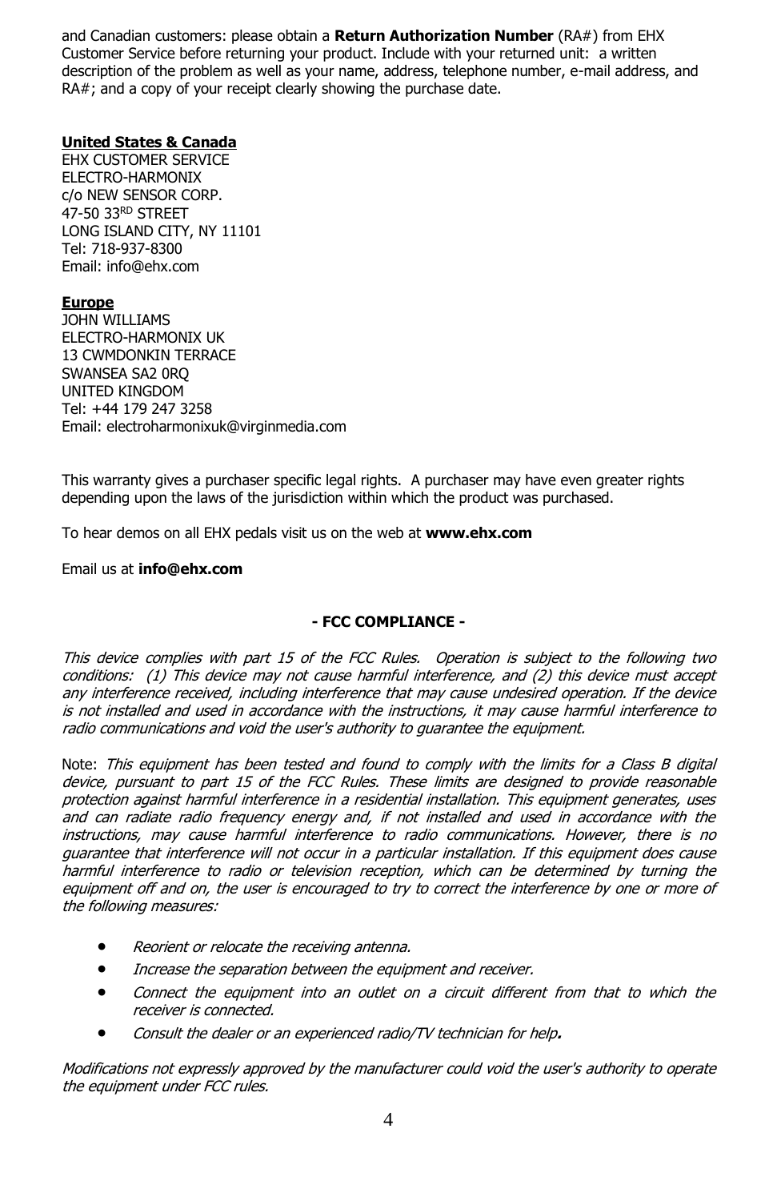and Canadian customers: please obtain a **Return Authorization Number** (RA#) from EHX Customer Service before returning your product. Include with your returned unit: a written description of the problem as well as your name, address, telephone number, e-mail address, and RA#; and a copy of your receipt clearly showing the purchase date.

**United States & Canada**
EHX CUSTOMER SERVICE
ELECTRO-HARMONIX
c/o NEW SENSOR CORP.
47-50 33RD STREET
LONG ISLAND CITY, NY 11101
Tel: 718-937-8300
Email: info@ehx.com

**Europe**
JOHN WILLIAMS
ELECTRO-HARMONIX UK
13 CWMDONKIN TERRACE
SWANSEA SA2 0RQ
UNITED KINGDOM
Tel: +44 179 247 3258
Email: electroharmonixuk@virginmedia.com

This warranty gives a purchaser specific legal rights. A purchaser may have even greater rights depending upon the laws of the jurisdiction within which the product was purchased.

To hear demos on all EHX pedals visit us on the web at **www.ehx.com**

Email us at **info@ehx.com**

## - FCC COMPLIANCE -

*This device complies with part 15 of the FCC Rules. Operation is subject to the following two conditions: (1) This device may not cause harmful interference, and (2) this device must accept any interference received, including interference that may cause undesired operation. If the device is not installed and used in accordance with the instructions, it may cause harmful interference to radio communications and void the user's authority to guarantee the equipment.*

Note: *This equipment has been tested and found to comply with the limits for a Class B digital device, pursuant to part 15 of the FCC Rules. These limits are designed to provide reasonable protection against harmful interference in a residential installation. This equipment generates, uses and can radiate radio frequency energy and, if not installed and used in accordance with the instructions, may cause harmful interference to radio communications. However, there is no guarantee that interference will not occur in a particular installation. If this equipment does cause harmful interference to radio or television reception, which can be determined by turning the equipment off and on, the user is encouraged to try to correct the interference by one or more of the following measures:*

- *Reorient or relocate the receiving antenna.*
- *Increase the separation between the equipment and receiver.*
- *Connect the equipment into an outlet on a circuit different from that to which the receiver is connected.*
- *Consult the dealer or an experienced radio/TV technician for help.*

*Modifications not expressly approved by the manufacturer could void the user's authority to operate the equipment under FCC rules.*